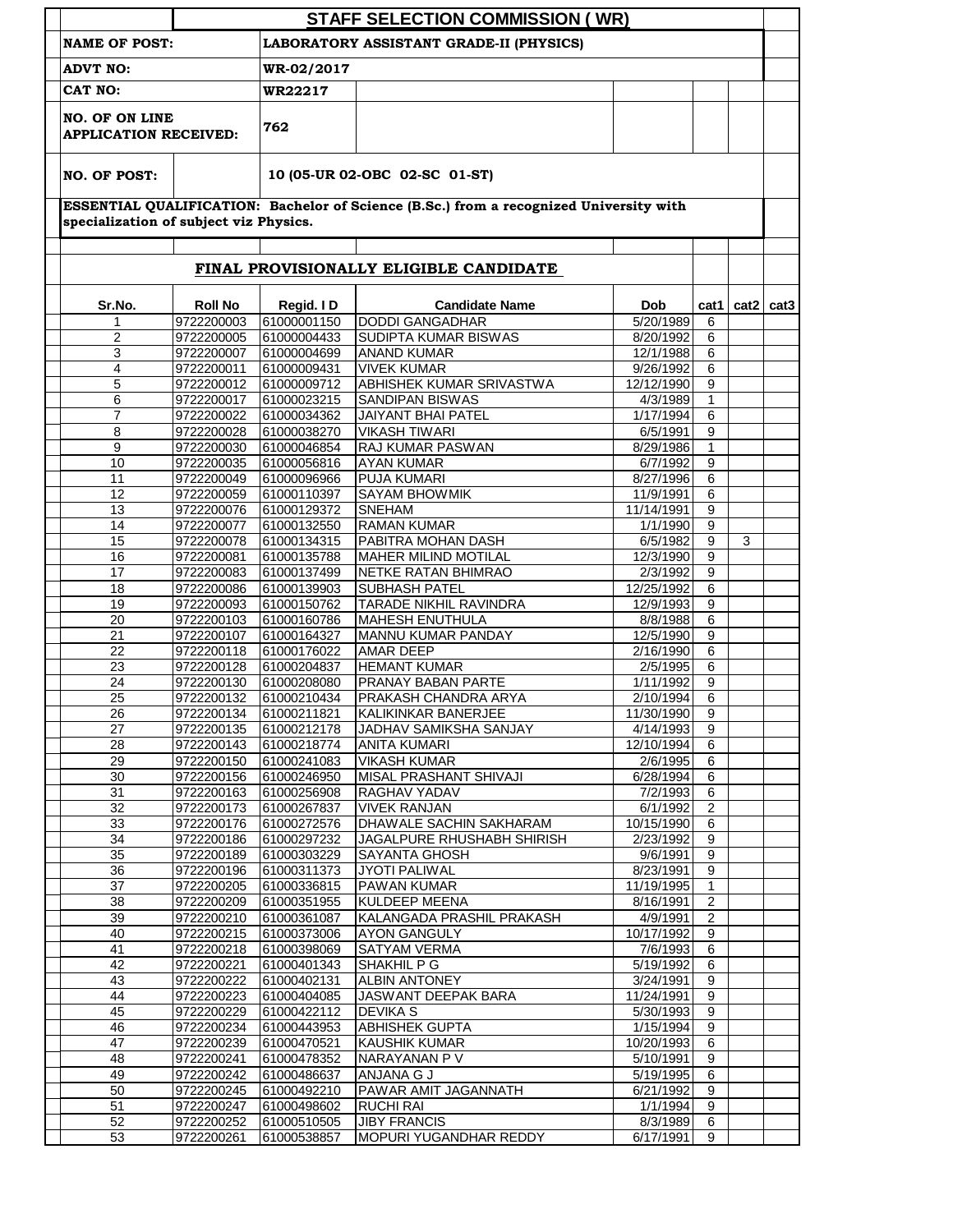# STAFF SELECTION COMMISSION ( WR)

| | |
|---|---|
| **NAME OF POST:** | **LABORATORY ASSISTANT GRADE-II (PHYSICS)** |
| **ADVT NO:** | **WR-02/2017** |
| **CAT NO:** | **WR22217** |
| **NO. OF ON LINE APPLICATION RECEIVED:** | **762** |
| **NO. OF POST:** | **10 (05-UR 02-OBC 02-SC 01-ST)** |

**ESSENTIAL QUALIFICATION: Bachelor of Science (B.Sc.) from a recognized University with specialization of subject viz Physics.**

## FINAL PROVISIONALLY ELIGIBLE CANDIDATE

| Sr.No. | Roll No | Regid. I D | Candidate Name | Dob | cat1 | cat2 | cat3 |
|---|---|---|---|---|---|---|---|
| 1 | 9722200003 | 61000001150 | DODDI GANGADHAR | 5/20/1989 | 6 | | |
| 2 | 9722200005 | 61000004433 | SUDIPTA KUMAR BISWAS | 8/20/1992 | 6 | | |
| 3 | 9722200007 | 61000004699 | ANAND KUMAR | 12/1/1988 | 6 | | |
| 4 | 9722200011 | 61000009431 | VIVEK KUMAR | 9/26/1992 | 6 | | |
| 5 | 9722200012 | 61000009712 | ABHISHEK KUMAR SRIVASTWA | 12/12/1990 | 9 | | |
| 6 | 9722200017 | 61000023215 | SANDIPAN BISWAS | 4/3/1989 | 1 | | |
| 7 | 9722200022 | 61000034362 | JAIYANT BHAI PATEL | 1/17/1994 | 6 | | |
| 8 | 9722200028 | 61000038270 | VIKASH TIWARI | 6/5/1991 | 9 | | |
| 9 | 9722200030 | 61000046854 | RAJ KUMAR PASWAN | 8/29/1986 | 1 | | |
| 10 | 9722200035 | 61000056816 | AYAN KUMAR | 6/7/1992 | 9 | | |
| 11 | 9722200049 | 61000096966 | PUJA KUMARI | 8/27/1996 | 6 | | |
| 12 | 9722200059 | 61000110397 | SAYAM BHOWMIK | 11/9/1991 | 6 | | |
| 13 | 9722200076 | 61000129372 | SNEHAM | 11/14/1991 | 9 | | |
| 14 | 9722200077 | 61000132550 | RAMAN KUMAR | 1/1/1990 | 9 | | |
| 15 | 9722200078 | 61000134315 | PABITRA MOHAN DASH | 6/5/1982 | 9 | 3 | |
| 16 | 9722200081 | 61000135788 | MAHER MILIND MOTILAL | 12/3/1990 | 9 | | |
| 17 | 9722200083 | 61000137499 | NETKE RATAN BHIMRAO | 2/3/1992 | 9 | | |
| 18 | 9722200086 | 61000139903 | SUBHASH PATEL | 12/25/1992 | 6 | | |
| 19 | 9722200093 | 61000150762 | TARADE NIKHIL RAVINDRA | 12/9/1993 | 9 | | |
| 20 | 9722200103 | 61000160786 | MAHESH ENUTHULA | 8/8/1988 | 6 | | |
| 21 | 9722200107 | 61000164327 | MANNU KUMAR PANDAY | 12/5/1990 | 9 | | |
| 22 | 9722200118 | 61000176022 | AMAR DEEP | 2/16/1990 | 6 | | |
| 23 | 9722200128 | 61000204837 | HEMANT KUMAR | 2/5/1995 | 6 | | |
| 24 | 9722200130 | 61000208080 | PRANAY BABAN PARTE | 1/11/1992 | 9 | | |
| 25 | 9722200132 | 61000210434 | PRAKASH CHANDRA ARYA | 2/10/1994 | 6 | | |
| 26 | 9722200134 | 61000211821 | KALIKINKAR BANERJEE | 11/30/1990 | 9 | | |
| 27 | 9722200135 | 61000212178 | JADHAV SAMIKSHA SANJAY | 4/14/1993 | 9 | | |
| 28 | 9722200143 | 61000218774 | ANITA KUMARI | 12/10/1994 | 6 | | |
| 29 | 9722200150 | 61000241083 | VIKASH KUMAR | 2/6/1995 | 6 | | |
| 30 | 9722200156 | 61000246950 | MISAL PRASHANT SHIVAJI | 6/28/1994 | 6 | | |
| 31 | 9722200163 | 61000256908 | RAGHAV YADAV | 7/2/1993 | 6 | | |
| 32 | 9722200173 | 61000267837 | VIVEK RANJAN | 6/1/1992 | 2 | | |
| 33 | 9722200176 | 61000272576 | DHAWALE SACHIN SAKHARAM | 10/15/1990 | 6 | | |
| 34 | 9722200186 | 61000297232 | JAGALPURE RHUSHABH SHIRISH | 2/23/1992 | 9 | | |
| 35 | 9722200189 | 61000303229 | SAYANTA GHOSH | 9/6/1991 | 9 | | |
| 36 | 9722200196 | 61000311373 | JYOTI PALIWAL | 8/23/1991 | 9 | | |
| 37 | 9722200205 | 61000336815 | PAWAN KUMAR | 11/19/1995 | 1 | | |
| 38 | 9722200209 | 61000351955 | KULDEEP MEENA | 8/16/1991 | 2 | | |
| 39 | 9722200210 | 61000361087 | KALANGADA PRASHIL PRAKASH | 4/9/1991 | 2 | | |
| 40 | 9722200215 | 61000373006 | AYON GANGULY | 10/17/1992 | 9 | | |
| 41 | 9722200218 | 61000398069 | SATYAM VERMA | 7/6/1993 | 6 | | |
| 42 | 9722200221 | 61000401343 | SHAKHIL P G | 5/19/1992 | 6 | | |
| 43 | 9722200222 | 61000402131 | ALBIN ANTONEY | 3/24/1991 | 9 | | |
| 44 | 9722200223 | 61000404085 | JASWANT DEEPAK BARA | 11/24/1991 | 9 | | |
| 45 | 9722200229 | 61000422112 | DEVIKA S | 5/30/1993 | 9 | | |
| 46 | 9722200234 | 61000443953 | ABHISHEK GUPTA | 1/15/1994 | 9 | | |
| 47 | 9722200239 | 61000470521 | KAUSHIK KUMAR | 10/20/1993 | 6 | | |
| 48 | 9722200241 | 61000478352 | NARAYANAN P V | 5/10/1991 | 9 | | |
| 49 | 9722200242 | 61000486637 | ANJANA G J | 5/19/1995 | 6 | | |
| 50 | 9722200245 | 61000492210 | PAWAR AMIT JAGANNATH | 6/21/1992 | 9 | | |
| 51 | 9722200247 | 61000498602 | RUCHI RAI | 1/1/1994 | 9 | | |
| 52 | 9722200252 | 61000510505 | JIBY FRANCIS | 8/3/1989 | 6 | | |
| 53 | 9722200261 | 61000538857 | MOPURI YUGANDHAR REDDY | 6/17/1991 | 9 | | |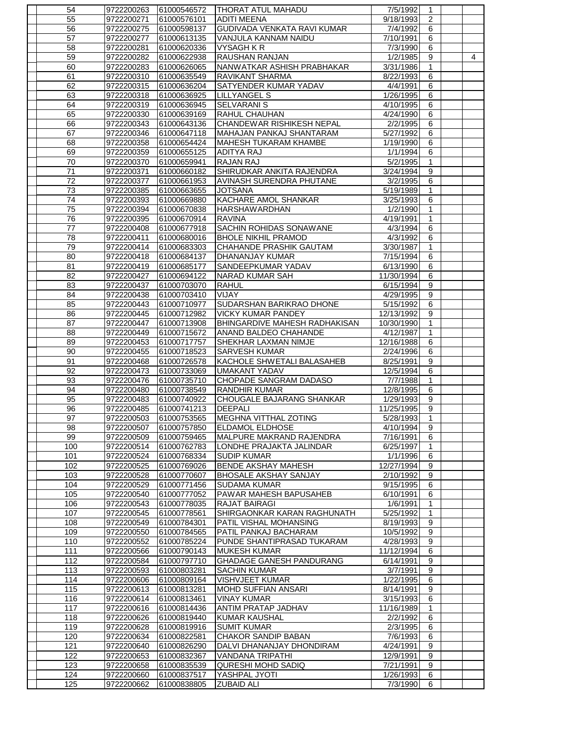| | | | | | | | |
|---|---|---|---|---|---|---|---|
| 54 | 9722200263 | 61000546572 | THORAT ATUL MAHADU | 7/5/1992 | 1 | | |
| 55 | 9722200271 | 61000576101 | ADITI MEENA | 9/18/1993 | 2 | | |
| 56 | 9722200275 | 61000598137 | GUDIVADA VENKATA RAVI KUMAR | 7/4/1992 | 6 | | |
| 57 | 9722200277 | 61000613135 | VANJULA KANNAM NAIDU | 7/10/1991 | 6 | | |
| 58 | 9722200281 | 61000620336 | VYSAGH K R | 7/3/1990 | 6 | | |
| 59 | 9722200282 | 61000622938 | RAUSHAN RANJAN | 1/2/1985 | 9 | | 4 |
| 60 | 9722200283 | 61000626065 | NANWATKAR ASHISH PRABHAKAR | 3/31/1986 | 1 | | |
| 61 | 9722200310 | 61000635549 | RAVIKANT SHARMA | 8/22/1993 | 6 | | |
| 62 | 9722200315 | 61000636204 | SATYENDER KUMAR YADAV | 4/4/1991 | 6 | | |
| 63 | 9722200318 | 61000636925 | LILLYANGEL S | 1/26/1995 | 6 | | |
| 64 | 9722200319 | 61000636945 | SELVARANI S | 4/10/1995 | 6 | | |
| 65 | 9722200330 | 61000639169 | RAHUL CHAUHAN | 4/24/1990 | 6 | | |
| 66 | 9722200343 | 61000643136 | CHANDEWAR RISHIKESH NEPAL | 2/2/1995 | 6 | | |
| 67 | 9722200346 | 61000647118 | MAHAJAN PANKAJ SHANTARAM | 5/27/1992 | 6 | | |
| 68 | 9722200358 | 61000654424 | MAHESH TUKARAM KHAMBE | 1/19/1990 | 6 | | |
| 69 | 9722200359 | 61000655125 | ADITYA RAJ | 1/1/1994 | 6 | | |
| 70 | 9722200370 | 61000659941 | RAJAN RAJ | 5/2/1995 | 1 | | |
| 71 | 9722200371 | 61000660182 | SHIRUDKAR ANKITA RAJENDRA | 3/24/1994 | 9 | | |
| 72 | 9722200377 | 61000661953 | AVINASH SURENDRA PHUTANE | 3/2/1995 | 6 | | |
| 73 | 9722200385 | 61000663655 | JOTSANA | 5/19/1989 | 1 | | |
| 74 | 9722200393 | 61000669880 | KACHARE AMOL SHANKAR | 3/25/1993 | 6 | | |
| 75 | 9722200394 | 61000670838 | HARSHAWARDHAN | 1/2/1990 | 1 | | |
| 76 | 9722200395 | 61000670914 | RAVINA | 4/19/1991 | 1 | | |
| 77 | 9722200408 | 61000677918 | SACHIN ROHIDAS SONAWANE | 4/3/1994 | 6 | | |
| 78 | 9722200411 | 61000680016 | BHOLE NIKHIL PRAMOD | 4/3/1992 | 6 | | |
| 79 | 9722200414 | 61000683303 | CHAHANDE PRASHIK GAUTAM | 3/30/1987 | 1 | | |
| 80 | 9722200418 | 61000684137 | DHANANJAY KUMAR | 7/15/1994 | 6 | | |
| 81 | 9722200419 | 61000685177 | SANDEEPKUMAR YADAV | 6/13/1990 | 6 | | |
| 82 | 9722200427 | 61000694122 | NARAD KUMAR SAH | 11/30/1994 | 6 | | |
| 83 | 9722200437 | 61000703070 | RAHUL | 6/15/1994 | 9 | | |
| 84 | 9722200438 | 61000703410 | VIJAY | 4/29/1995 | 9 | | |
| 85 | 9722200443 | 61000710977 | SUDARSHAN BARIKRAO DHONE | 5/15/1992 | 6 | | |
| 86 | 9722200445 | 61000712982 | VICKY KUMAR PANDEY | 12/13/1992 | 9 | | |
| 87 | 9722200447 | 61000713908 | BHINGARDIVE MAHESH RADHAKISAN | 10/30/1990 | 1 | | |
| 88 | 9722200449 | 61000715672 | ANAND BALDEO CHAHANDE | 4/12/1987 | 1 | | |
| 89 | 9722200453 | 61000717757 | SHEKHAR LAXMAN NIMJE | 12/16/1988 | 6 | | |
| 90 | 9722200455 | 61000718523 | SARVESH KUMAR | 2/24/1996 | 6 | | |
| 91 | 9722200468 | 61000726578 | KACHOLE SHWETALI BALASAHEB | 8/25/1991 | 9 | | |
| 92 | 9722200473 | 61000733069 | UMAKANT YADAV | 12/5/1994 | 6 | | |
| 93 | 9722200476 | 61000735710 | CHOPADE SANGRAM DADASO | 7/7/1988 | 1 | | |
| 94 | 9722200480 | 61000738549 | RANDHIR KUMAR | 12/8/1995 | 6 | | |
| 95 | 9722200483 | 61000740922 | CHOUGALE BAJARANG SHANKAR | 1/29/1993 | 9 | | |
| 96 | 9722200485 | 61000741213 | DEEPALI | 11/25/1995 | 9 | | |
| 97 | 9722200503 | 61000753565 | MEGHNA VITTHAL ZOTING | 5/28/1993 | 1 | | |
| 98 | 9722200507 | 61000757850 | ELDAMOL ELDHOSE | 4/10/1994 | 9 | | |
| 99 | 9722200509 | 61000759465 | MALPURE MAKRAND RAJENDRA | 7/16/1991 | 6 | | |
| 100 | 9722200514 | 61000762783 | LONDHE PRAJAKTA JALINDAR | 6/25/1997 | 1 | | |
| 101 | 9722200524 | 61000768334 | SUDIP KUMAR | 1/1/1996 | 6 | | |
| 102 | 9722200525 | 61000769026 | BENDE AKSHAY MAHESH | 12/27/1994 | 9 | | |
| 103 | 9722200528 | 61000770607 | BHOSALE AKSHAY SANJAY | 2/10/1992 | 9 | | |
| 104 | 9722200529 | 61000771456 | SUDAMA KUMAR | 9/15/1995 | 6 | | |
| 105 | 9722200540 | 61000777052 | PAWAR MAHESH BAPUSAHEB | 6/10/1991 | 6 | | |
| 106 | 9722200543 | 61000778035 | RAJAT BAIRAGI | 1/6/1991 | 1 | | |
| 107 | 9722200545 | 61000778561 | SHIRGAONKAR KARAN RAGHUNATH | 5/25/1992 | 1 | | |
| 108 | 9722200549 | 61000784301 | PATIL VISHAL MOHANSING | 8/19/1993 | 9 | | |
| 109 | 9722200550 | 61000784565 | PATIL PANKAJ BACHARAM | 10/5/1992 | 9 | | |
| 110 | 9722200552 | 61000785224 | PUNDE SHANTIPRASAD TUKARAM | 4/28/1993 | 9 | | |
| 111 | 9722200566 | 61000790143 | MUKESH KUMAR | 11/12/1994 | 6 | | |
| 112 | 9722200584 | 61000797710 | GHADAGE GANESH PANDURANG | 6/14/1991 | 9 | | |
| 113 | 9722200593 | 61000803281 | SACHIN KUMAR | 3/7/1991 | 9 | | |
| 114 | 9722200606 | 61000809164 | VISHVJEET KUMAR | 1/22/1995 | 6 | | |
| 115 | 9722200613 | 61000813281 | MOHD SUFFIAN ANSARI | 8/14/1991 | 9 | | |
| 116 | 9722200614 | 61000813461 | VINAY KUMAR | 3/15/1993 | 6 | | |
| 117 | 9722200616 | 61000814436 | ANTIM PRATAP JADHAV | 11/16/1989 | 1 | | |
| 118 | 9722200626 | 61000819440 | KUMAR KAUSHAL | 2/2/1992 | 6 | | |
| 119 | 9722200628 | 61000819916 | SUMIT KUMAR | 2/3/1995 | 6 | | |
| 120 | 9722200634 | 61000822581 | CHAKOR SANDIP BABAN | 7/6/1993 | 6 | | |
| 121 | 9722200640 | 61000826290 | DALVI DHANANJAY DHONDIRAM | 4/24/1991 | 9 | | |
| 122 | 9722200653 | 61000832367 | VANDANA TRIPATHI | 12/9/1991 | 9 | | |
| 123 | 9722200658 | 61000835539 | QURESHI MOHD SADIQ | 7/21/1991 | 9 | | |
| 124 | 9722200660 | 61000837517 | YASHPAL JYOTI | 1/26/1993 | 6 | | |
| 125 | 9722200662 | 61000838805 | ZUBAID ALI | 7/3/1990 | 6 | | |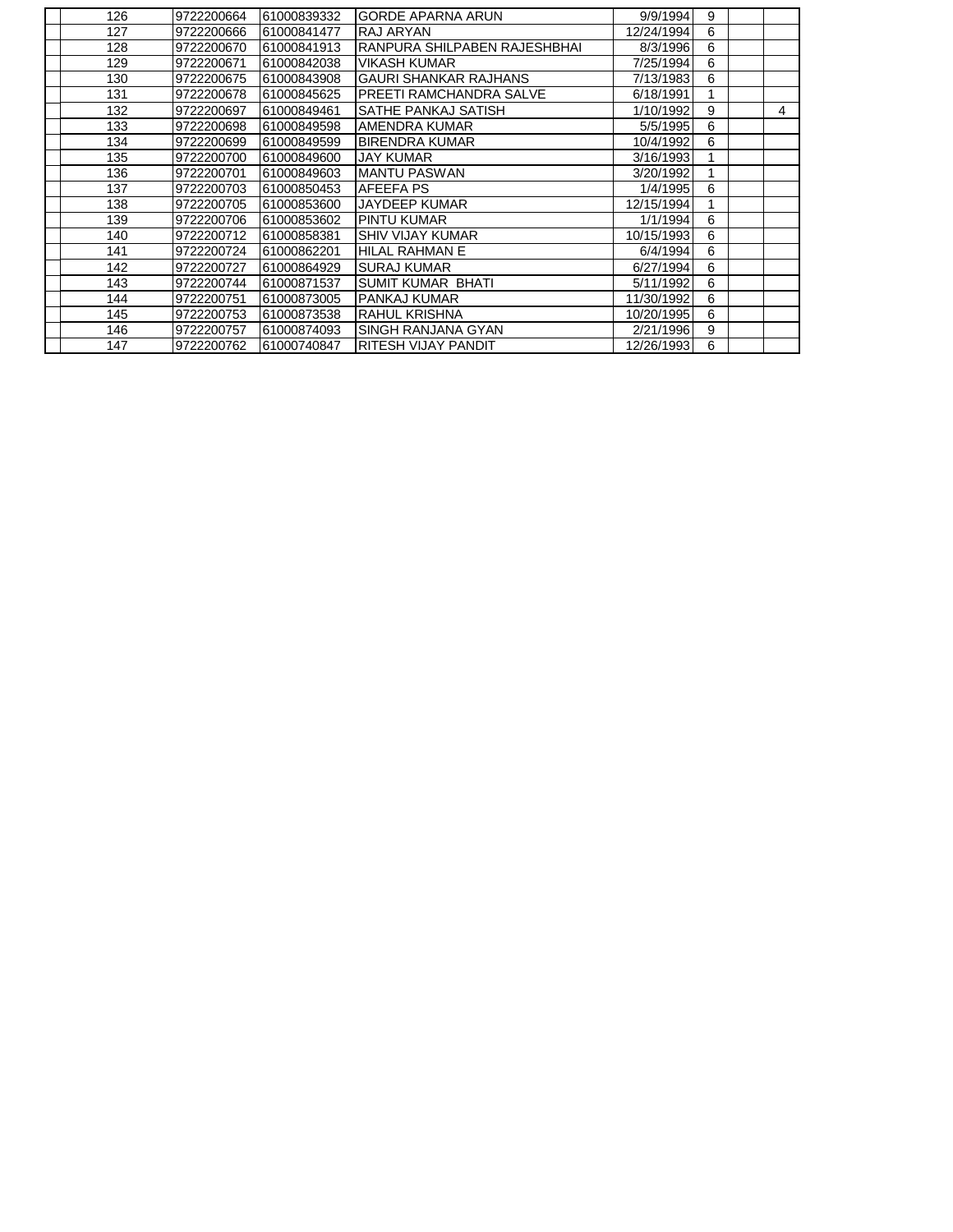| | | | | | | | | |
|---|---|---|---|---|---|---|---|---|
| | 126 | 9722200664 | 61000839332 | GORDE APARNA ARUN | 9/9/1994 | 9 | | |
| | 127 | 9722200666 | 61000841477 | RAJ ARYAN | 12/24/1994 | 6 | | |
| | 128 | 9722200670 | 61000841913 | RANPURA SHILPABEN RAJESHBHAI | 8/3/1996 | 6 | | |
| | 129 | 9722200671 | 61000842038 | VIKASH KUMAR | 7/25/1994 | 6 | | |
| | 130 | 9722200675 | 61000843908 | GAURI SHANKAR RAJHANS | 7/13/1983 | 6 | | |
| | 131 | 9722200678 | 61000845625 | PREETI RAMCHANDRA SALVE | 6/18/1991 | 1 | | |
| | 132 | 9722200697 | 61000849461 | SATHE PANKAJ SATISH | 1/10/1992 | 9 | | 4 |
| | 133 | 9722200698 | 61000849598 | AMENDRA KUMAR | 5/5/1995 | 6 | | |
| | 134 | 9722200699 | 61000849599 | BIRENDRA KUMAR | 10/4/1992 | 6 | | |
| | 135 | 9722200700 | 61000849600 | JAY KUMAR | 3/16/1993 | 1 | | |
| | 136 | 9722200701 | 61000849603 | MANTU PASWAN | 3/20/1992 | 1 | | |
| | 137 | 9722200703 | 61000850453 | AFEEFA PS | 1/4/1995 | 6 | | |
| | 138 | 9722200705 | 61000853600 | JAYDEEP KUMAR | 12/15/1994 | 1 | | |
| | 139 | 9722200706 | 61000853602 | PINTU KUMAR | 1/1/1994 | 6 | | |
| | 140 | 9722200712 | 61000858381 | SHIV VIJAY KUMAR | 10/15/1993 | 6 | | |
| | 141 | 9722200724 | 61000862201 | HILAL RAHMAN E | 6/4/1994 | 6 | | |
| | 142 | 9722200727 | 61000864929 | SURAJ KUMAR | 6/27/1994 | 6 | | |
| | 143 | 9722200744 | 61000871537 | SUMIT KUMAR BHATI | 5/11/1992 | 6 | | |
| | 144 | 9722200751 | 61000873005 | PANKAJ KUMAR | 11/30/1992 | 6 | | |
| | 145 | 9722200753 | 61000873538 | RAHUL KRISHNA | 10/20/1995 | 6 | | |
| | 146 | 9722200757 | 61000874093 | SINGH RANJANA GYAN | 2/21/1996 | 9 | | |
| | 147 | 9722200762 | 61000740847 | RITESH VIJAY PANDIT | 12/26/1993 | 6 | | |